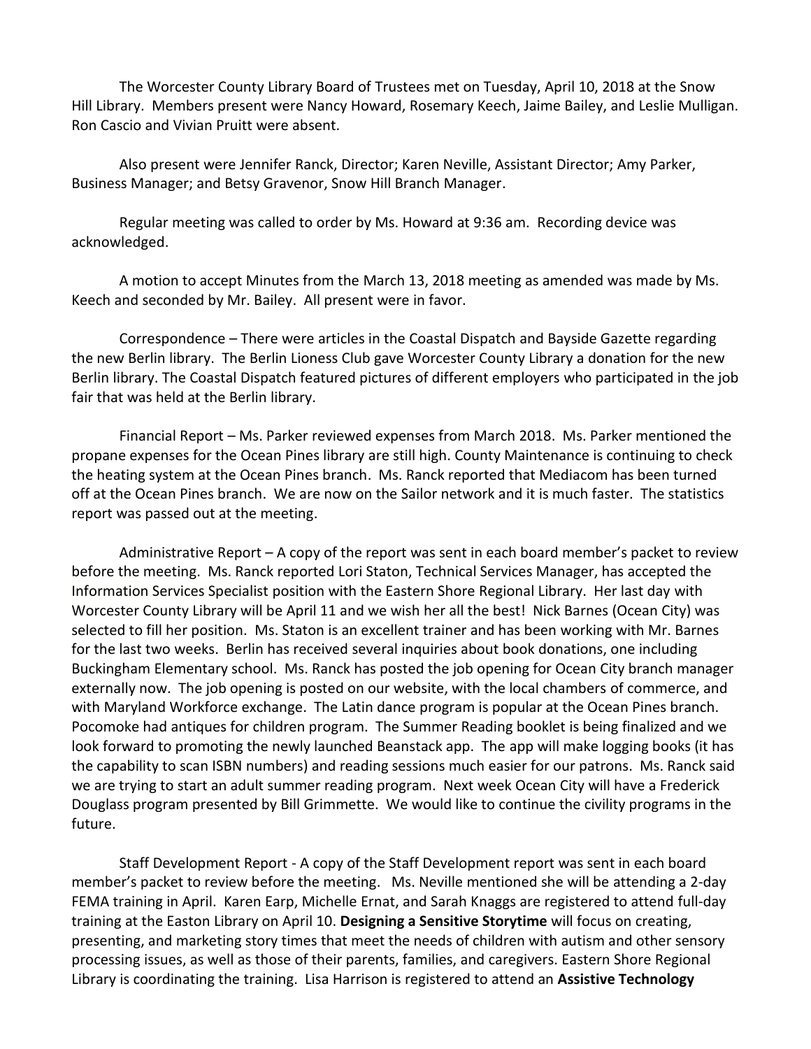The Worcester County Library Board of Trustees met on Tuesday, April 10, 2018 at the Snow Hill Library. Members present were Nancy Howard, Rosemary Keech, Jaime Bailey, and Leslie Mulligan. Ron Cascio and Vivian Pruitt were absent.

Also present were Jennifer Ranck, Director; Karen Neville, Assistant Director; Amy Parker, Business Manager; and Betsy Gravenor, Snow Hill Branch Manager.

Regular meeting was called to order by Ms. Howard at 9:36 am. Recording device was acknowledged.

A motion to accept Minutes from the March 13, 2018 meeting as amended was made by Ms. Keech and seconded by Mr. Bailey. All present were in favor.

Correspondence – There were articles in the Coastal Dispatch and Bayside Gazette regarding the new Berlin library. The Berlin Lioness Club gave Worcester County Library a donation for the new Berlin library. The Coastal Dispatch featured pictures of different employers who participated in the job fair that was held at the Berlin library.

Financial Report – Ms. Parker reviewed expenses from March 2018. Ms. Parker mentioned the propane expenses for the Ocean Pines library are still high. County Maintenance is continuing to check the heating system at the Ocean Pines branch. Ms. Ranck reported that Mediacom has been turned off at the Ocean Pines branch. We are now on the Sailor network and it is much faster. The statistics report was passed out at the meeting.

Administrative Report – A copy of the report was sent in each board member's packet to review before the meeting. Ms. Ranck reported Lori Staton, Technical Services Manager, has accepted the Information Services Specialist position with the Eastern Shore Regional Library. Her last day with Worcester County Library will be April 11 and we wish her all the best! Nick Barnes (Ocean City) was selected to fill her position. Ms. Staton is an excellent trainer and has been working with Mr. Barnes for the last two weeks. Berlin has received several inquiries about book donations, one including Buckingham Elementary school. Ms. Ranck has posted the job opening for Ocean City branch manager externally now. The job opening is posted on our website, with the local chambers of commerce, and with Maryland Workforce exchange. The Latin dance program is popular at the Ocean Pines branch. Pocomoke had antiques for children program. The Summer Reading booklet is being finalized and we look forward to promoting the newly launched Beanstack app. The app will make logging books (it has the capability to scan ISBN numbers) and reading sessions much easier for our patrons. Ms. Ranck said we are trying to start an adult summer reading program. Next week Ocean City will have a Frederick Douglass program presented by Bill Grimmette. We would like to continue the civility programs in the future.

Staff Development Report - A copy of the Staff Development report was sent in each board member's packet to review before the meeting. Ms. Neville mentioned she will be attending a 2-day FEMA training in April. Karen Earp, Michelle Ernat, and Sarah Knaggs are registered to attend full-day training at the Easton Library on April 10. **Designing a Sensitive Storytime** will focus on creating, presenting, and marketing story times that meet the needs of children with autism and other sensory processing issues, as well as those of their parents, families, and caregivers. Eastern Shore Regional Library is coordinating the training. Lisa Harrison is registered to attend an **Assistive Technology**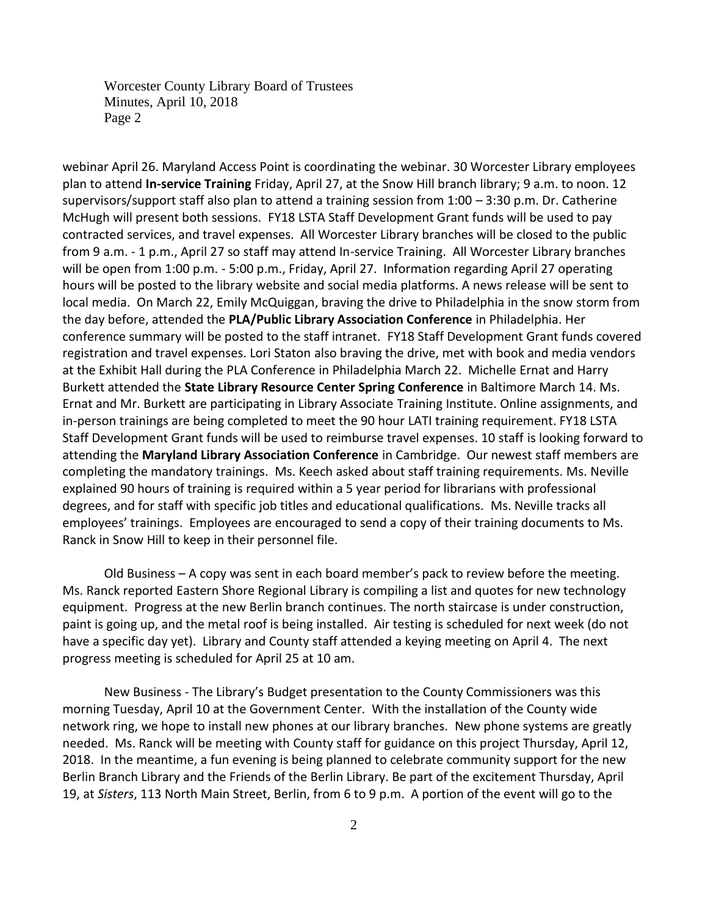webinar April 26. Maryland Access Point is coordinating the webinar. 30 Worcester Library employees plan to attend **In-service Training** Friday, April 27, at the Snow Hill branch library; 9 a.m. to noon. 12 supervisors/support staff also plan to attend a training session from 1:00 – 3:30 p.m. Dr. Catherine McHugh will present both sessions. FY18 LSTA Staff Development Grant funds will be used to pay contracted services, and travel expenses. All Worcester Library branches will be closed to the public from 9 a.m. - 1 p.m., April 27 so staff may attend In-service Training. All Worcester Library branches will be open from 1:00 p.m. - 5:00 p.m., Friday, April 27. Information regarding April 27 operating hours will be posted to the library website and social media platforms. A news release will be sent to local media. On March 22, Emily McQuiggan, braving the drive to Philadelphia in the snow storm from the day before, attended the **PLA/Public Library Association Conference** in Philadelphia. Her conference summary will be posted to the staff intranet. FY18 Staff Development Grant funds covered registration and travel expenses. Lori Staton also braving the drive, met with book and media vendors at the Exhibit Hall during the PLA Conference in Philadelphia March 22. Michelle Ernat and Harry Burkett attended the **State Library Resource Center Spring Conference** in Baltimore March 14. Ms. Ernat and Mr. Burkett are participating in Library Associate Training Institute. Online assignments, and in-person trainings are being completed to meet the 90 hour LATI training requirement. FY18 LSTA Staff Development Grant funds will be used to reimburse travel expenses. 10 staff is looking forward to attending the **Maryland Library Association Conference** in Cambridge. Our newest staff members are completing the mandatory trainings. Ms. Keech asked about staff training requirements. Ms. Neville explained 90 hours of training is required within a 5 year period for librarians with professional degrees, and for staff with specific job titles and educational qualifications. Ms. Neville tracks all employees' trainings. Employees are encouraged to send a copy of their training documents to Ms. Ranck in Snow Hill to keep in their personnel file.

Old Business – A copy was sent in each board member's pack to review before the meeting. Ms. Ranck reported Eastern Shore Regional Library is compiling a list and quotes for new technology equipment. Progress at the new Berlin branch continues. The north staircase is under construction, paint is going up, and the metal roof is being installed. Air testing is scheduled for next week (do not have a specific day yet). Library and County staff attended a keying meeting on April 4. The next progress meeting is scheduled for April 25 at 10 am.

New Business - The Library's Budget presentation to the County Commissioners was this morning Tuesday, April 10 at the Government Center. With the installation of the County wide network ring, we hope to install new phones at our library branches. New phone systems are greatly needed. Ms. Ranck will be meeting with County staff for guidance on this project Thursday, April 12, 2018. In the meantime, a fun evening is being planned to celebrate community support for the new Berlin Branch Library and the Friends of the Berlin Library. Be part of the excitement Thursday, April 19, at *Sisters*, 113 North Main Street, Berlin, from 6 to 9 p.m. A portion of the event will go to the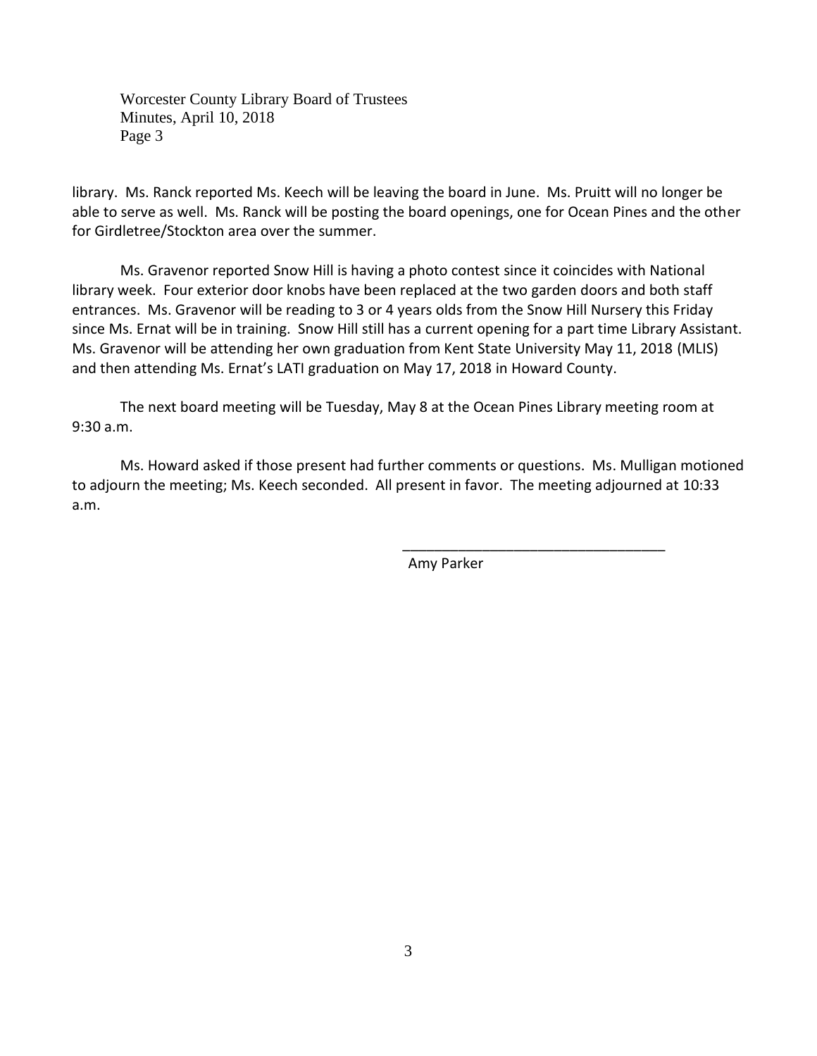library. Ms. Ranck reported Ms. Keech will be leaving the board in June. Ms. Pruitt will no longer be able to serve as well. Ms. Ranck will be posting the board openings, one for Ocean Pines and the other for Girdletree/Stockton area over the summer.

Ms. Gravenor reported Snow Hill is having a photo contest since it coincides with National library week. Four exterior door knobs have been replaced at the two garden doors and both staff entrances. Ms. Gravenor will be reading to 3 or 4 years olds from the Snow Hill Nursery this Friday since Ms. Ernat will be in training. Snow Hill still has a current opening for a part time Library Assistant. Ms. Gravenor will be attending her own graduation from Kent State University May 11, 2018 (MLIS) and then attending Ms. Ernat's LATI graduation on May 17, 2018 in Howard County.

The next board meeting will be Tuesday, May 8 at the Ocean Pines Library meeting room at 9:30 a.m.

Ms. Howard asked if those present had further comments or questions. Ms. Mulligan motioned to adjourn the meeting; Ms. Keech seconded. All present in favor. The meeting adjourned at 10:33 a.m.

\_\_\_\_\_\_\_\_\_\_\_\_\_\_\_\_\_\_\_\_\_\_\_\_\_\_\_\_\_\_\_\_\_\_

Amy Parker